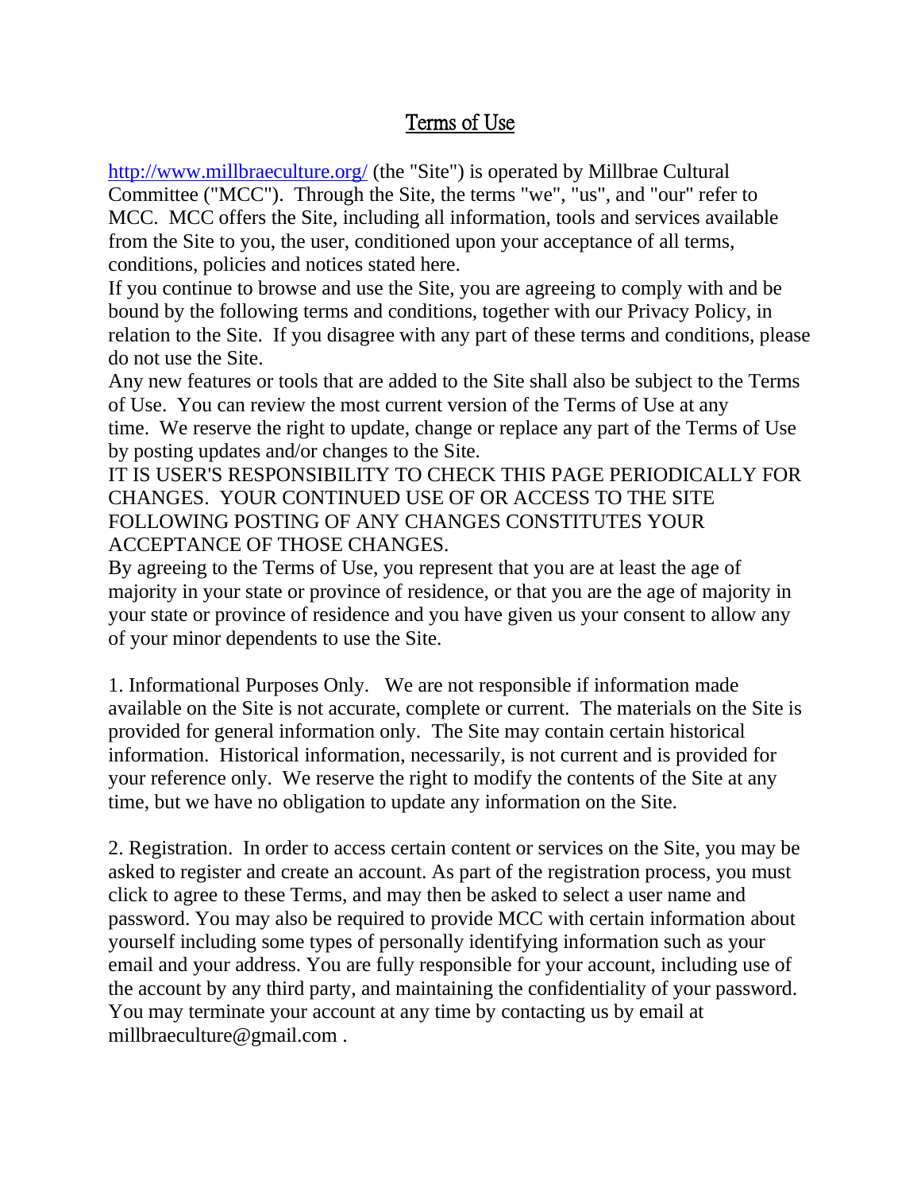# Terms of Use

http://www.millbraeculture.org/ (the "Site") is operated by Millbrae Cultural Committee ("MCC"). Through the Site, the terms "we", "us", and "our" refer to MCC. MCC offers the Site, including all information, tools and services available from the Site to you, the user, conditioned upon your acceptance of all terms, conditions, policies and notices stated here.

If you continue to browse and use the Site, you are agreeing to comply with and be bound by the following terms and conditions, together with our Privacy Policy, in relation to the Site. If you disagree with any part of these terms and conditions, please do not use the Site.

Any new features or tools that are added to the Site shall also be subject to the Terms of Use. You can review the most current version of the Terms of Use at any time. We reserve the right to update, change or replace any part of the Terms of Use by posting updates and/or changes to the Site.

IT IS USER'S RESPONSIBILITY TO CHECK THIS PAGE PERIODICALLY FOR CHANGES. YOUR CONTINUED USE OF OR ACCESS TO THE SITE FOLLOWING POSTING OF ANY CHANGES CONSTITUTES YOUR ACCEPTANCE OF THOSE CHANGES.

By agreeing to the Terms of Use, you represent that you are at least the age of majority in your state or province of residence, or that you are the age of majority in your state or province of residence and you have given us your consent to allow any of your minor dependents to use the Site.

1. Informational Purposes Only. We are not responsible if information made available on the Site is not accurate, complete or current. The materials on the Site is provided for general information only. The Site may contain certain historical information. Historical information, necessarily, is not current and is provided for your reference only. We reserve the right to modify the contents of the Site at any time, but we have no obligation to update any information on the Site.

2. Registration. In order to access certain content or services on the Site, you may be asked to register and create an account. As part of the registration process, you must click to agree to these Terms, and may then be asked to select a user name and password. You may also be required to provide MCC with certain information about yourself including some types of personally identifying information such as your email and your address. You are fully responsible for your account, including use of the account by any third party, and maintaining the confidentiality of your password. You may terminate your account at any time by contacting us by email at millbraeculture@gmail.com .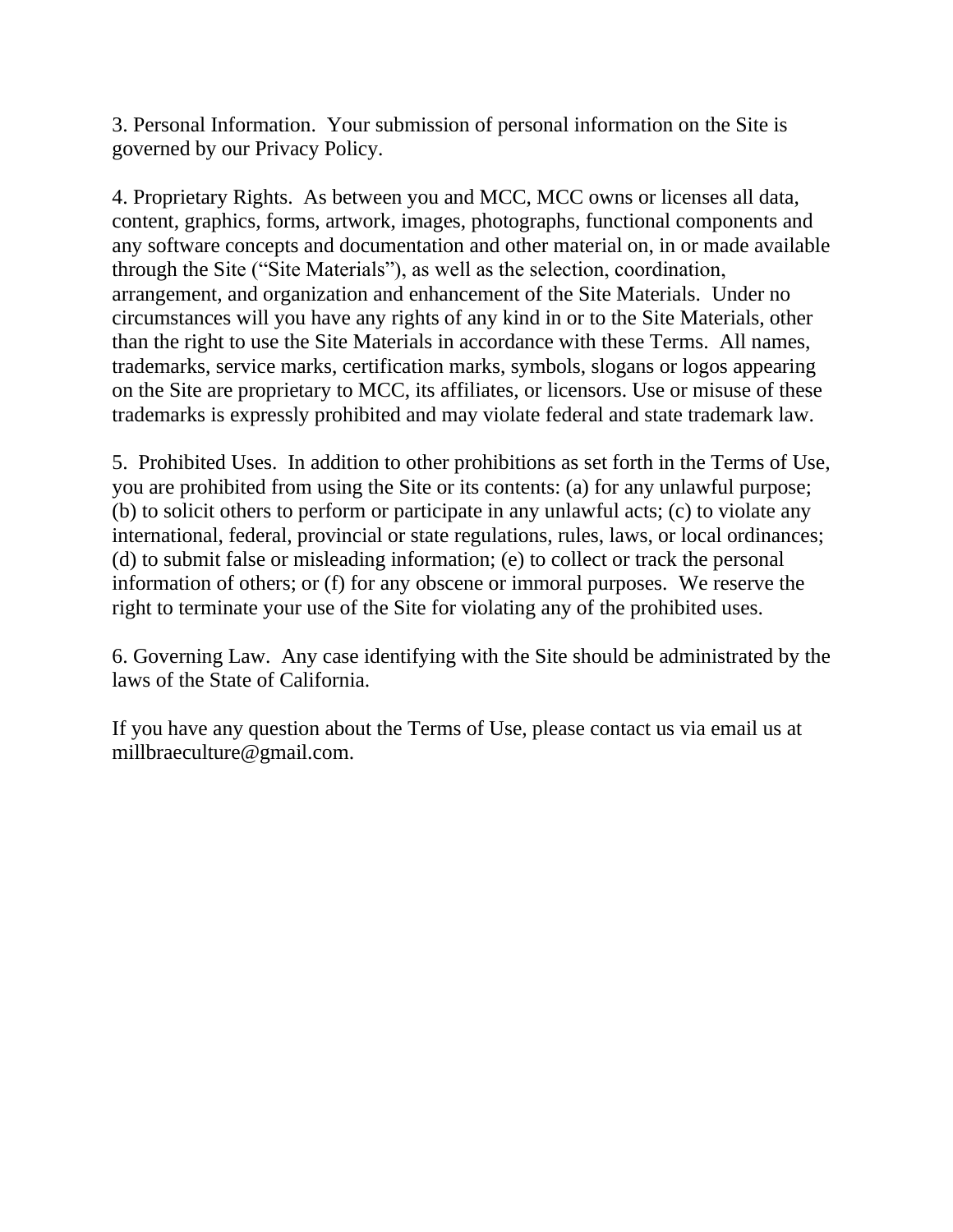3. Personal Information. Your submission of personal information on the Site is governed by our Privacy Policy.

4. Proprietary Rights. As between you and MCC, MCC owns or licenses all data, content, graphics, forms, artwork, images, photographs, functional components and any software concepts and documentation and other material on, in or made available through the Site ("Site Materials"), as well as the selection, coordination, arrangement, and organization and enhancement of the Site Materials. Under no circumstances will you have any rights of any kind in or to the Site Materials, other than the right to use the Site Materials in accordance with these Terms. All names, trademarks, service marks, certification marks, symbols, slogans or logos appearing on the Site are proprietary to MCC, its affiliates, or licensors. Use or misuse of these trademarks is expressly prohibited and may violate federal and state trademark law.

5. Prohibited Uses. In addition to other prohibitions as set forth in the Terms of Use, you are prohibited from using the Site or its contents: (a) for any unlawful purpose; (b) to solicit others to perform or participate in any unlawful acts; (c) to violate any international, federal, provincial or state regulations, rules, laws, or local ordinances; (d) to submit false or misleading information; (e) to collect or track the personal information of others; or (f) for any obscene or immoral purposes. We reserve the right to terminate your use of the Site for violating any of the prohibited uses.

6. Governing Law. Any case identifying with the Site should be administrated by the laws of the State of California.

If you have any question about the Terms of Use, please contact us via email us at millbraeculture@gmail.com.